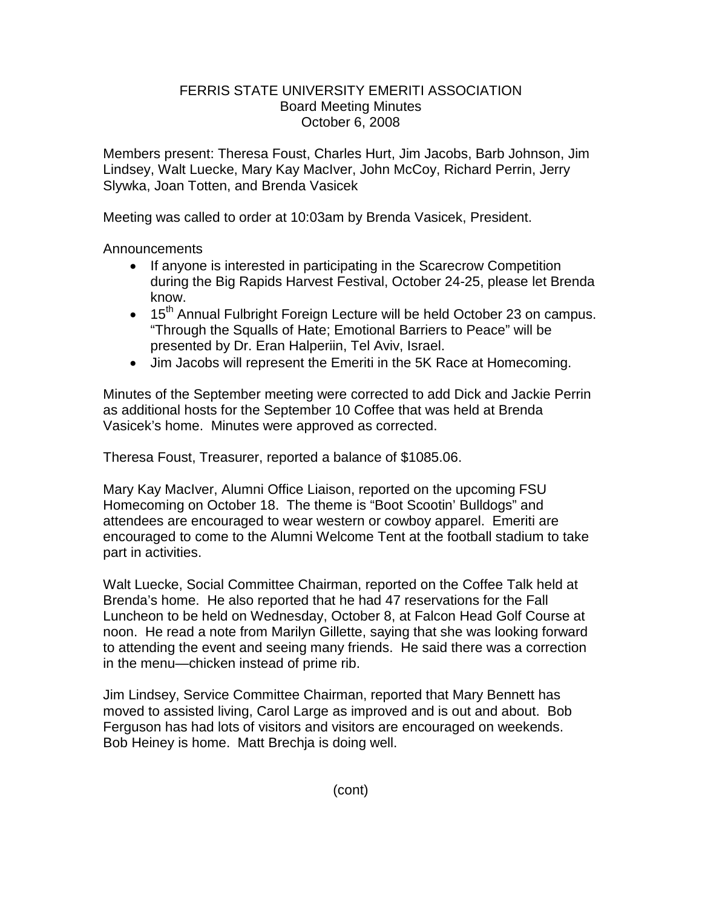# FERRIS STATE UNIVERSITY EMERITI ASSOCIATION

## Board Meeting Minutes

### October 6, 2008

Members present: Theresa Foust, Charles Hurt, Jim Jacobs, Barb Johnson, Jim Lindsey, Walt Luecke, Mary Kay MacIver, John McCoy, Richard Perrin, Jerry Slywka, Joan Totten, and Brenda Vasicek

Meeting was called to order at 10:03am by Brenda Vasicek, President.

Announcements

- If anyone is interested in participating in the Scarecrow Competition during the Big Rapids Harvest Festival, October 24-25, please let Brenda know.
- 15th Annual Fulbright Foreign Lecture will be held October 23 on campus. "Through the Squalls of Hate; Emotional Barriers to Peace" will be presented by Dr. Eran Halperiin, Tel Aviv, Israel.
- Jim Jacobs will represent the Emeriti in the 5K Race at Homecoming.

Minutes of the September meeting were corrected to add Dick and Jackie Perrin as additional hosts for the September 10 Coffee that was held at Brenda Vasicek's home. Minutes were approved as corrected.

Theresa Foust, Treasurer, reported a balance of $1085.06.

Mary Kay MacIver, Alumni Office Liaison, reported on the upcoming FSU Homecoming on October 18. The theme is "Boot Scootin' Bulldogs" and attendees are encouraged to wear western or cowboy apparel. Emeriti are encouraged to come to the Alumni Welcome Tent at the football stadium to take part in activities.

Walt Luecke, Social Committee Chairman, reported on the Coffee Talk held at Brenda's home. He also reported that he had 47 reservations for the Fall Luncheon to be held on Wednesday, October 8, at Falcon Head Golf Course at noon. He read a note from Marilyn Gillette, saying that she was looking forward to attending the event and seeing many friends. He said there was a correction in the menu—chicken instead of prime rib.

Jim Lindsey, Service Committee Chairman, reported that Mary Bennett has moved to assisted living, Carol Large as improved and is out and about. Bob Ferguson has had lots of visitors and visitors are encouraged on weekends. Bob Heiney is home. Matt Brechja is doing well.

(cont)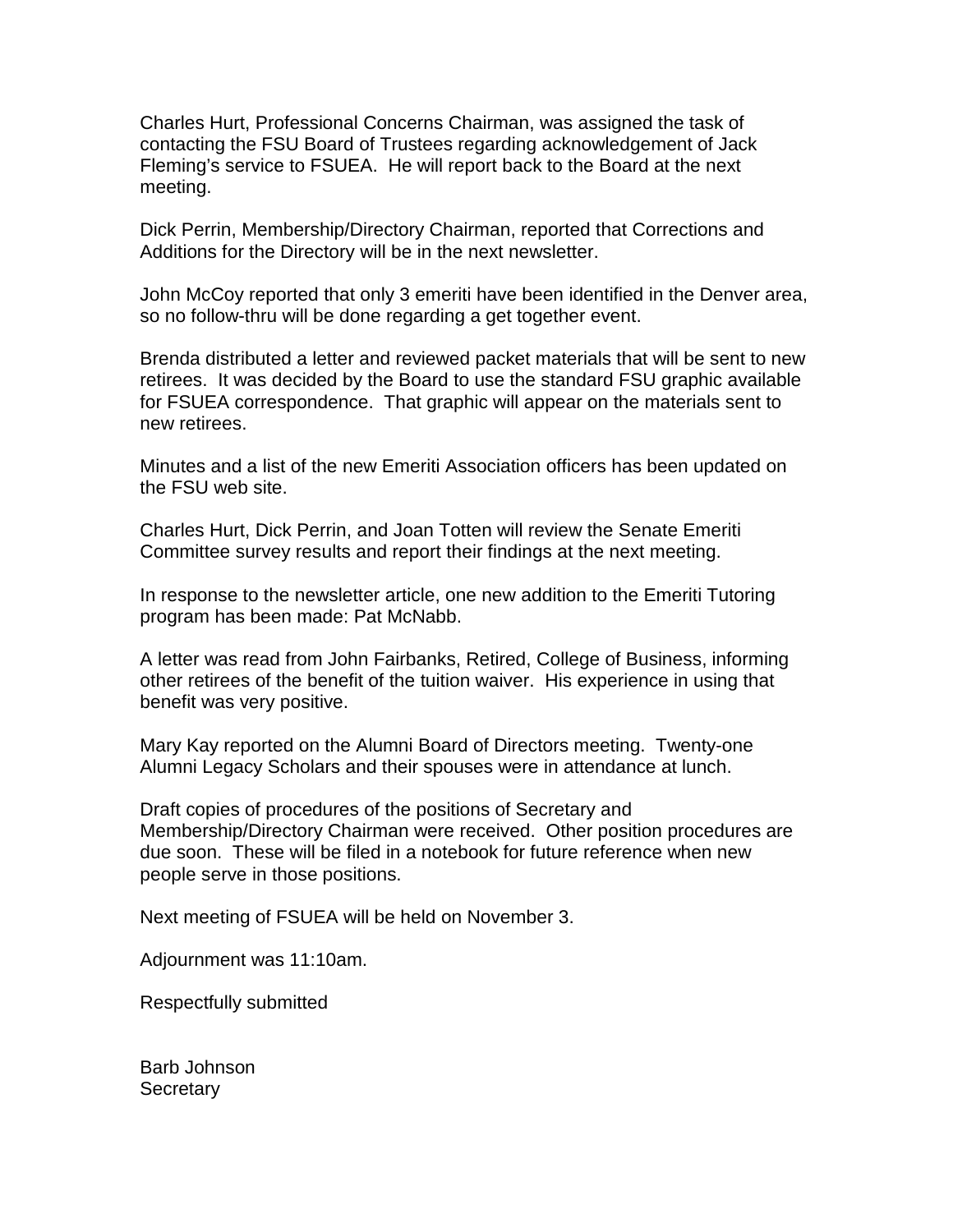Charles Hurt, Professional Concerns Chairman, was assigned the task of contacting the FSU Board of Trustees regarding acknowledgement of Jack Fleming's service to FSUEA. He will report back to the Board at the next meeting.

Dick Perrin, Membership/Directory Chairman, reported that Corrections and Additions for the Directory will be in the next newsletter.

John McCoy reported that only 3 emeriti have been identified in the Denver area, so no follow-thru will be done regarding a get together event.

Brenda distributed a letter and reviewed packet materials that will be sent to new retirees. It was decided by the Board to use the standard FSU graphic available for FSUEA correspondence. That graphic will appear on the materials sent to new retirees.

Minutes and a list of the new Emeriti Association officers has been updated on the FSU web site.

Charles Hurt, Dick Perrin, and Joan Totten will review the Senate Emeriti Committee survey results and report their findings at the next meeting.

In response to the newsletter article, one new addition to the Emeriti Tutoring program has been made: Pat McNabb.

A letter was read from John Fairbanks, Retired, College of Business, informing other retirees of the benefit of the tuition waiver. His experience in using that benefit was very positive.

Mary Kay reported on the Alumni Board of Directors meeting. Twenty-one Alumni Legacy Scholars and their spouses were in attendance at lunch.

Draft copies of procedures of the positions of Secretary and Membership/Directory Chairman were received. Other position procedures are due soon. These will be filed in a notebook for future reference when new people serve in those positions.

Next meeting of FSUEA will be held on November 3.

Adjournment was 11:10am.

Respectfully submitted

Barb Johnson
Secretary